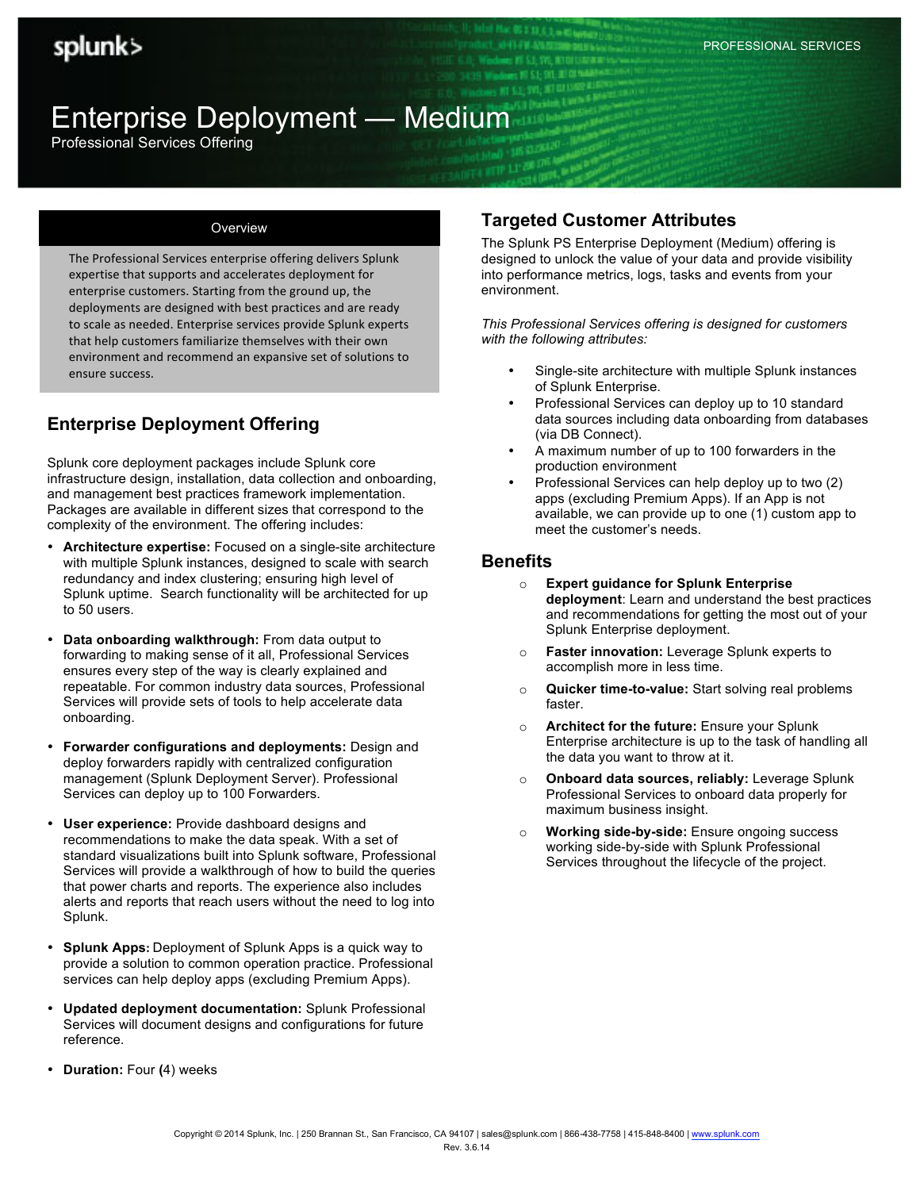# Enterprise Deployment — Medium

Professional Services Offering

## Overview

The Professional Services enterprise offering delivers Splunk expertise that supports and accelerates deployment for enterprise customers. Starting from the ground up, the deployments are designed with best practices and are ready to scale as needed. Enterprise services provide Splunk experts that help customers familiarize themselves with their own environment and recommend an expansive set of solutions to ensure success.

## Enterprise Deployment Offering

Splunk core deployment packages include Splunk core infrastructure design, installation, data collection and onboarding, and management best practices framework implementation. Packages are available in different sizes that correspond to the complexity of the environment. The offering includes:

- **Architecture expertise:** Focused on a single-site architecture with multiple Splunk instances, designed to scale with search redundancy and index clustering; ensuring high level of Splunk uptime. Search functionality will be architected for up to 50 users.
- **Data onboarding walkthrough:** From data output to forwarding to making sense of it all, Professional Services ensures every step of the way is clearly explained and repeatable. For common industry data sources, Professional Services will provide sets of tools to help accelerate data onboarding.
- **Forwarder configurations and deployments:** Design and deploy forwarders rapidly with centralized configuration management (Splunk Deployment Server). Professional Services can deploy up to 100 Forwarders.
- **User experience:** Provide dashboard designs and recommendations to make the data speak. With a set of standard visualizations built into Splunk software, Professional Services will provide a walkthrough of how to build the queries that power charts and reports. The experience also includes alerts and reports that reach users without the need to log into Splunk.
- **Splunk Apps:** Deployment of Splunk Apps is a quick way to provide a solution to common operation practice. Professional services can help deploy apps (excluding Premium Apps).
- **Updated deployment documentation:** Splunk Professional Services will document designs and configurations for future reference.
- **Duration:** Four (4) weeks

## Targeted Customer Attributes

The Splunk PS Enterprise Deployment (Medium) offering is designed to unlock the value of your data and provide visibility into performance metrics, logs, tasks and events from your environment.

*This Professional Services offering is designed for customers with the following attributes:*

- Single-site architecture with multiple Splunk instances of Splunk Enterprise.
- Professional Services can deploy up to 10 standard data sources including data onboarding from databases (via DB Connect).
- A maximum number of up to 100 forwarders in the production environment
- Professional Services can help deploy up to two (2) apps (excluding Premium Apps). If an App is not available, we can provide up to one (1) custom app to meet the customer's needs.

## Benefits

- **Expert guidance for Splunk Enterprise deployment**: Learn and understand the best practices and recommendations for getting the most out of your Splunk Enterprise deployment.
- **Faster innovation:** Leverage Splunk experts to accomplish more in less time.
- **Quicker time-to-value:** Start solving real problems faster.
- **Architect for the future:** Ensure your Splunk Enterprise architecture is up to the task of handling all the data you want to throw at it.
- **Onboard data sources, reliably:** Leverage Splunk Professional Services to onboard data properly for maximum business insight.
- **Working side-by-side:** Ensure ongoing success working side-by-side with Splunk Professional Services throughout the lifecycle of the project.

Copyright © 2014 Splunk, Inc. | 250 Brannan St., San Francisco, CA 94107 | sales@splunk.com | 866-438-7758 | 415-848-8400 | www.splunk.com
Rev. 3.6.14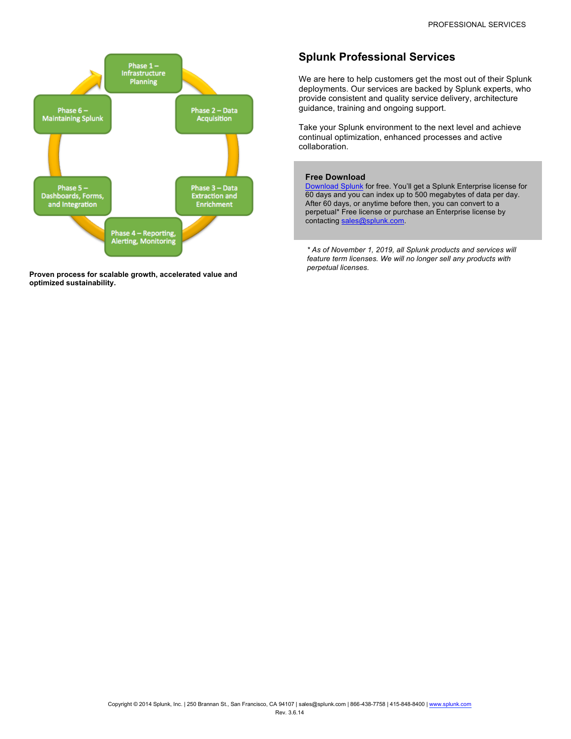Phase 1 – Infrastructure Planning

Phase 2 – Data Acquisition

Phase 3 – Data Extraction and Enrichment

Phase 4 – Reporting, Alerting, Monitoring

Phase 5 – Dashboards, Forms, and Integration

Phase 6 – Maintaining Splunk

**Proven process for scalable growth, accelerated value and optimized sustainability.**

## Splunk Professional Services

We are here to help customers get the most out of their Splunk deployments. Our services are backed by Splunk experts, who provide consistent and quality service delivery, architecture guidance, training and ongoing support.

Take your Splunk environment to the next level and achieve continual optimization, enhanced processes and active collaboration.

**Free Download**
Download Splunk for free. You'll get a Splunk Enterprise license for 60 days and you can index up to 500 megabytes of data per day. After 60 days, or anytime before then, you can convert to a perpetual* Free license or purchase an Enterprise license by contacting sales@splunk.com.

*\* As of November 1, 2019, all Splunk products and services will feature term licenses. We will no longer sell any products with perpetual licenses.*

Copyright © 2014 Splunk, Inc. | 250 Brannan St., San Francisco, CA 94107 | sales@splunk.com | 866-438-7758 | 415-848-8400 | www.splunk.com
Rev. 3.6.14